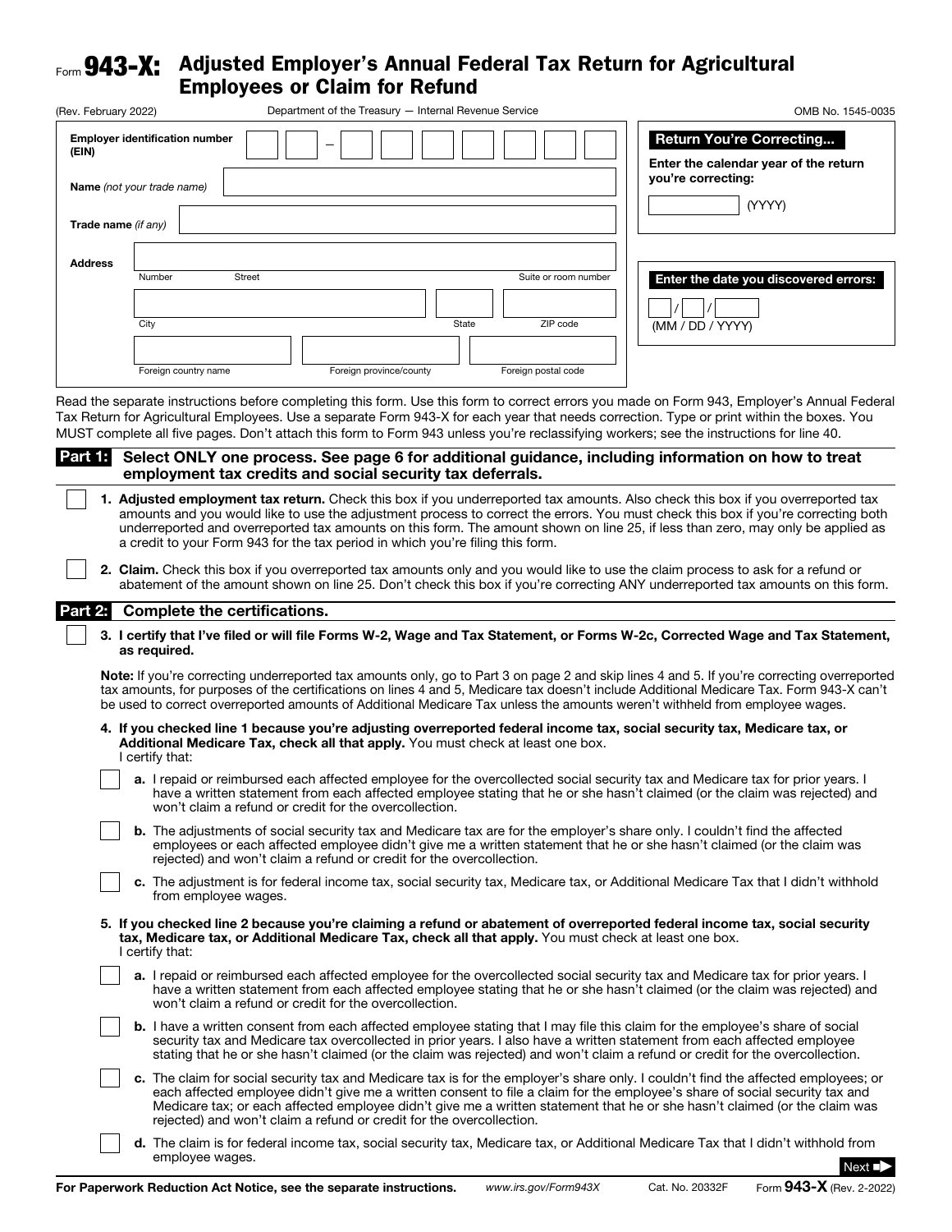Form **943-X:** **Adjusted Employer's Annual Federal Tax Return for Agricultural Employees or Claim for Refund**

(Rev. February 2022) Department of the Treasury — Internal Revenue Service OMB No. 1545-0035

**Employer identification number (EIN)** __ __ – __ __ __ __ __ __ __

**Name** *(not your trade name)* ____________________

**Trade name** *(if any)* ____________________

**Address** ____________________
Number Street Suite or room number

____________________
City State ZIP code

____________________
Foreign country name Foreign province/county Foreign postal code

**Return You're Correcting...**

**Enter the calendar year of the return you're correcting:**

______ (YYYY)

**Enter the date you discovered errors:**

__ / __ / ____ (MM / DD / YYYY)

Read the separate instructions before completing this form. Use this form to correct errors you made on Form 943, Employer's Annual Federal Tax Return for Agricultural Employees. Use a separate Form 943-X for each year that needs correction. Type or print within the boxes. You MUST complete all five pages. Don't attach this form to Form 943 unless you're reclassifying workers; see the instructions for line 40.

## Part 1: Select ONLY one process. See page 6 for additional guidance, including information on how to treat employment tax credits and social security tax deferrals.

☐ **1. Adjusted employment tax return.** Check this box if you underreported tax amounts. Also check this box if you overreported tax amounts and you would like to use the adjustment process to correct the errors. You must check this box if you're correcting both underreported and overreported tax amounts on this form. The amount shown on line 25, if less than zero, may only be applied as a credit to your Form 943 for the tax period in which you're filing this form.

☐ **2. Claim.** Check this box if you overreported tax amounts only and you would like to use the claim process to ask for a refund or abatement of the amount shown on line 25. Don't check this box if you're correcting ANY underreported tax amounts on this form.

## Part 2: Complete the certifications.

☐ **3. I certify that I've filed or will file Forms W-2, Wage and Tax Statement, or Forms W-2c, Corrected Wage and Tax Statement, as required.**

**Note:** If you're correcting underreported tax amounts only, go to Part 3 on page 2 and skip lines 4 and 5. If you're correcting overreported tax amounts, for purposes of the certifications on lines 4 and 5, Medicare tax doesn't include Additional Medicare Tax. Form 943-X can't be used to correct overreported amounts of Additional Medicare Tax unless the amounts weren't withheld from employee wages.

**4. If you checked line 1 because you're adjusting overreported federal income tax, social security tax, Medicare tax, or Additional Medicare Tax, check all that apply.** You must check at least one box.
I certify that:

☐ **a.** I repaid or reimbursed each affected employee for the overcollected social security tax and Medicare tax for prior years. I have a written statement from each affected employee stating that he or she hasn't claimed (or the claim was rejected) and won't claim a refund or credit for the overcollection.

☐ **b.** The adjustments of social security tax and Medicare tax are for the employer's share only. I couldn't find the affected employees or each affected employee didn't give me a written statement that he or she hasn't claimed (or the claim was rejected) and won't claim a refund or credit for the overcollection.

☐ **c.** The adjustment is for federal income tax, social security tax, Medicare tax, or Additional Medicare Tax that I didn't withhold from employee wages.

**5. If you checked line 2 because you're claiming a refund or abatement of overreported federal income tax, social security tax, Medicare tax, or Additional Medicare Tax, check all that apply.** You must check at least one box.
I certify that:

☐ **a.** I repaid or reimbursed each affected employee for the overcollected social security tax and Medicare tax for prior years. I have a written statement from each affected employee stating that he or she hasn't claimed (or the claim was rejected) and won't claim a refund or credit for the overcollection.

☐ **b.** I have a written consent from each affected employee stating that I may file this claim for the employee's share of social security tax and Medicare tax overcollected in prior years. I also have a written statement from each affected employee stating that he or she hasn't claimed (or the claim was rejected) and won't claim a refund or credit for the overcollection.

☐ **c.** The claim for social security tax and Medicare tax is for the employer's share only. I couldn't find the affected employees; or each affected employee didn't give me a written consent to file a claim for the employee's share of social security tax and Medicare tax; or each affected employee didn't give me a written statement that he or she hasn't claimed (or the claim was rejected) and won't claim a refund or credit for the overcollection.

☐ **d.** The claim is for federal income tax, social security tax, Medicare tax, or Additional Medicare Tax that I didn't withhold from employee wages.

Next ➡

**For Paperwork Reduction Act Notice, see the separate instructions.** www.irs.gov/Form943X Cat. No. 20332F Form **943-X** (Rev. 2-2022)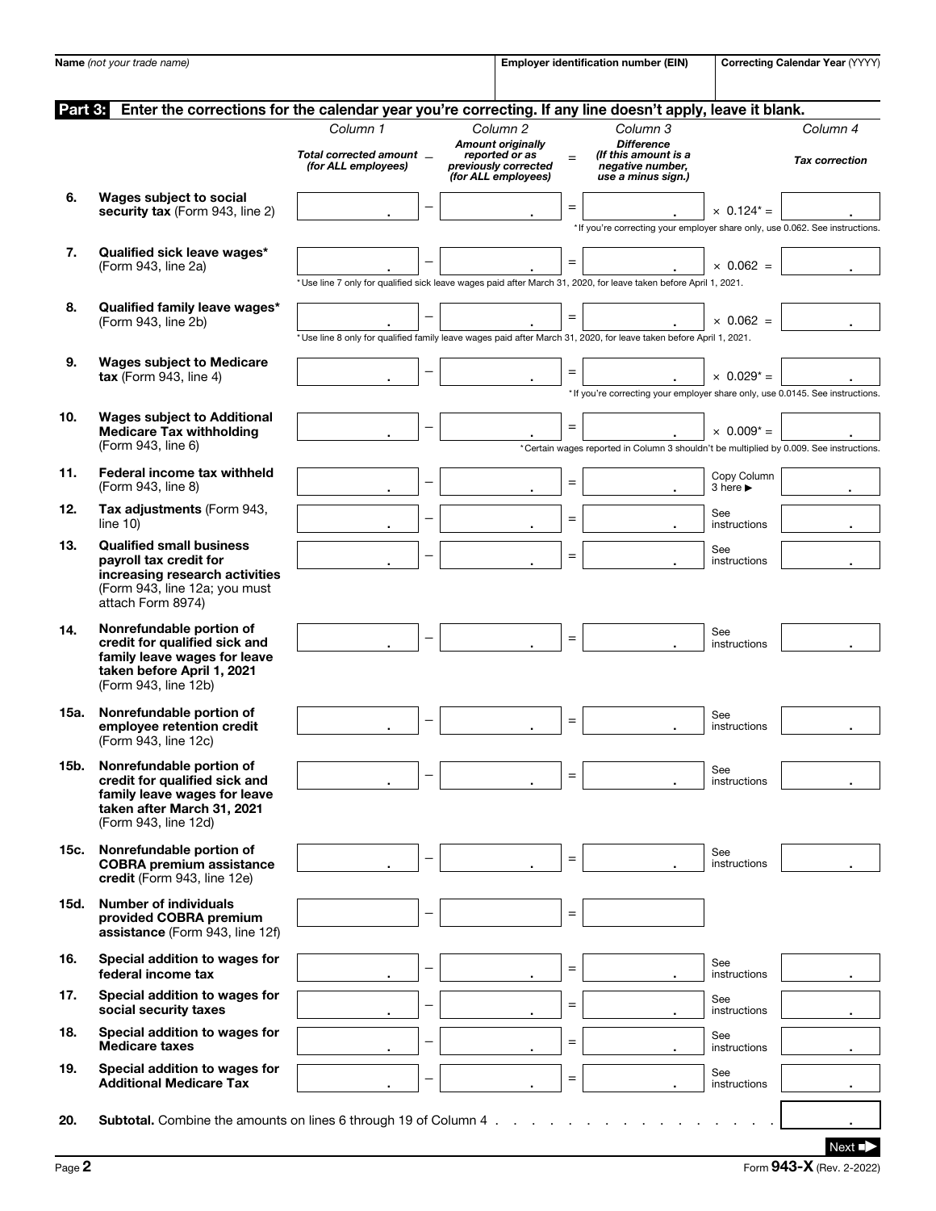| Name *(not your trade name)* | Employer identification number (EIN) | Correcting Calendar Year (YYYY) |
|---|---|---|
| | | |

**Part 3: Enter the corrections for the calendar year you're correcting. If any line doesn't apply, leave it blank.**

| | | Column 1 *Total corrected amount (for ALL employees)* | – | Column 2 *Amount originally reported or as previously corrected (for ALL employees)* | = | Column 3 *Difference (If this amount is a negative number, use a minus sign.)* | | Column 4 *Tax correction* |
|---|---|---|---|---|---|---|---|---|
| 6. | **Wages subject to social security tax** (Form 943, line 2) | . | – | . | = | . | × 0.124* = | . |
| | *If you're correcting your employer share only, use 0.062. See instructions. | | | | | | | |
| 7. | **Qualified sick leave wages*** (Form 943, line 2a) | . | – | . | = | . | × 0.062 = | . |
| | *Use line 7 only for qualified sick leave wages paid after March 31, 2020, for leave taken before April 1, 2021. | | | | | | | |
| 8. | **Qualified family leave wages*** (Form 943, line 2b) | . | – | . | = | . | × 0.062 = | . |
| | *Use line 8 only for qualified family leave wages paid after March 31, 2020, for leave taken before April 1, 2021. | | | | | | | |
| 9. | **Wages subject to Medicare tax** (Form 943, line 4) | . | – | . | = | . | × 0.029* = | . |
| | *If you're correcting your employer share only, use 0.0145. See instructions. | | | | | | | |
| 10. | **Wages subject to Additional Medicare Tax withholding** (Form 943, line 6) | . | – | . | = | . | × 0.009* = | . |
| | *Certain wages reported in Column 3 shouldn't be multiplied by 0.009. See instructions. | | | | | | | |
| 11. | **Federal income tax withheld** (Form 943, line 8) | . | – | . | = | . | Copy Column 3 here ▶ | . |
| 12. | **Tax adjustments** (Form 943, line 10) | . | – | . | = | . | See instructions | . |
| 13. | **Qualified small business payroll tax credit for increasing research activities** (Form 943, line 12a; you must attach Form 8974) | . | – | . | = | . | See instructions | . |
| 14. | **Nonrefundable portion of credit for qualified sick and family leave wages for leave taken before April 1, 2021** (Form 943, line 12b) | . | – | . | = | . | See instructions | . |
| 15a. | **Nonrefundable portion of employee retention credit** (Form 943, line 12c) | . | – | . | = | . | See instructions | . |
| 15b. | **Nonrefundable portion of credit for qualified sick and family leave wages for leave taken after March 31, 2021** (Form 943, line 12d) | . | – | . | = | . | See instructions | . |
| 15c. | **Nonrefundable portion of COBRA premium assistance credit** (Form 943, line 12e) | . | – | . | = | . | See instructions | . |
| 15d. | **Number of individuals provided COBRA premium assistance** (Form 943, line 12f) | | – | | = | | | |
| 16. | **Special addition to wages for federal income tax** | . | – | . | = | . | See instructions | . |
| 17. | **Special addition to wages for social security taxes** | . | – | . | = | . | See instructions | . |
| 18. | **Special addition to wages for Medicare taxes** | . | – | . | = | . | See instructions | . |
| 19. | **Special addition to wages for Additional Medicare Tax** | . | – | . | = | . | See instructions | . |

**20. Subtotal.** Combine the amounts on lines 6 through 19 of Column 4 . . . . . . . . . . . . . . . . . [ . ]

Next ➡

Form **943-X** (Rev. 2-2022)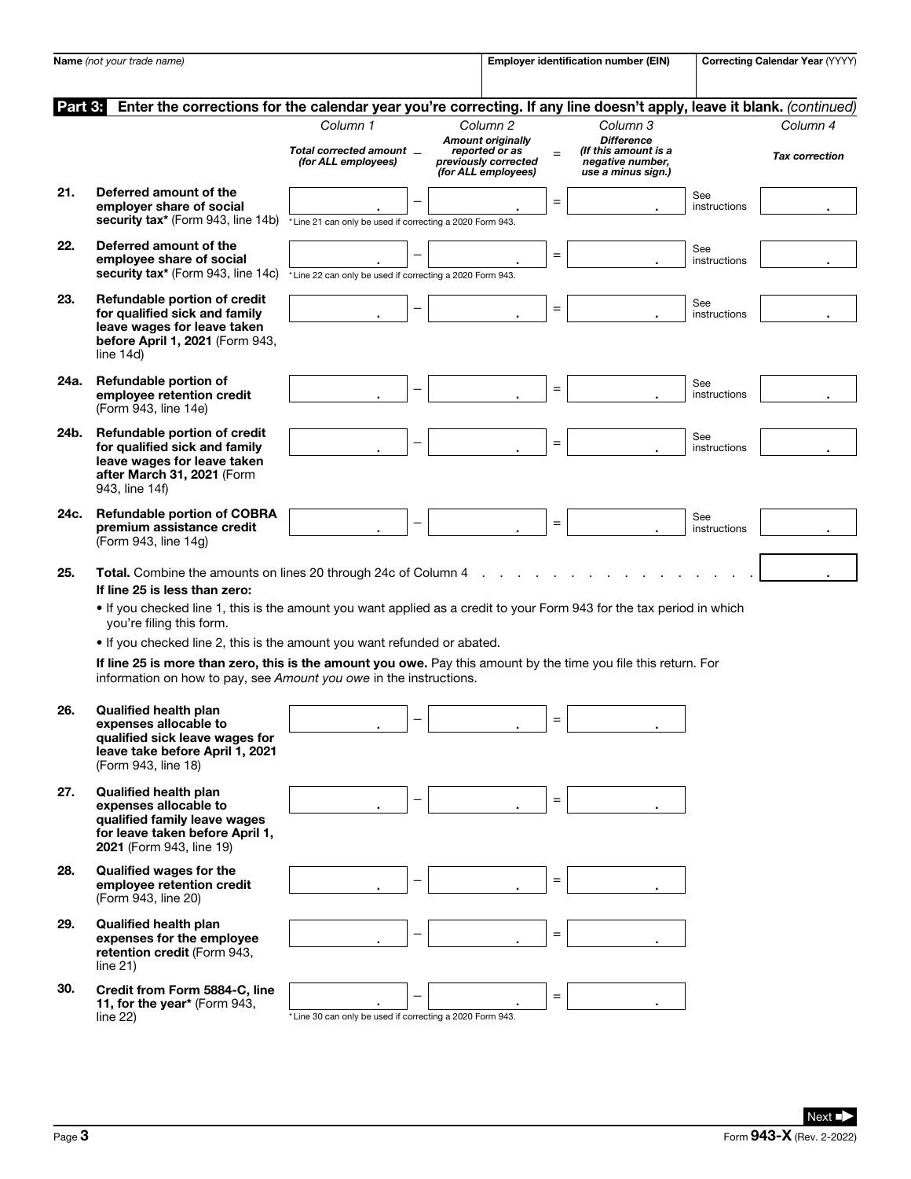| Name *(not your trade name)* | Employer identification number (EIN) | Correcting Calendar Year (YYYY) |
|---|---|---|
| | | |

**Part 3: Enter the corrections for the calendar year you're correcting. If any line doesn't apply, leave it blank.** *(continued)*

| | | Column 1 | | Column 2 | | Column 3 | | Column 4 |
|---|---|---|---|---|---|---|---|---|
| | | *Total corrected amount (for ALL employees)* | – | *Amount originally reported or as previously corrected (for ALL employees)* | = | *Difference (If this amount is a negative number, use a minus sign.)* | | *Tax correction* |
| 21. | **Deferred amount of the employer share of social security tax*** (Form 943, line 14b) *Line 21 can only be used if correcting a 2020 Form 943. | . | – | . | = | . | See instructions | . |
| 22. | **Deferred amount of the employee share of social security tax*** (Form 943, line 14c) *Line 22 can only be used if correcting a 2020 Form 943. | . | – | . | = | . | See instructions | . |
| 23. | **Refundable portion of credit for qualified sick and family leave wages for leave taken before April 1, 2021** (Form 943, line 14d) | . | – | . | = | . | See instructions | . |
| 24a. | **Refundable portion of employee retention credit** (Form 943, line 14e) | . | – | . | = | . | See instructions | . |
| 24b. | **Refundable portion of credit for qualified sick and family leave wages for leave taken after March 31, 2021** (Form 943, line 14f) | . | – | . | = | . | See instructions | . |
| 24c. | **Refundable portion of COBRA premium assistance credit** (Form 943, line 14g) | . | – | . | = | . | See instructions | . |

**25. Total.** Combine the amounts on lines 20 through 24c of Column 4 . . . . . . . . . . . . . . . . . . . . [ . ]

**If line 25 is less than zero:**

- If you checked line 1, this is the amount you want applied as a credit to your Form 943 for the tax period in which you're filing this form.
- If you checked line 2, this is the amount you want refunded or abated.

**If line 25 is more than zero, this is the amount you owe.** Pay this amount by the time you file this return. For information on how to pay, see *Amount you owe* in the instructions.

| | | Column 1 | | Column 2 | | Column 3 |
|---|---|---|---|---|---|---|
| 26. | **Qualified health plan expenses allocable to qualified sick leave wages for leave take before April 1, 2021** (Form 943, line 18) | . | – | . | = | . |
| 27. | **Qualified health plan expenses allocable to qualified family leave wages for leave taken before April 1, 2021** (Form 943, line 19) | . | – | . | = | . |
| 28. | **Qualified wages for the employee retention credit** (Form 943, line 20) | . | – | . | = | . |
| 29. | **Qualified health plan expenses for the employee retention credit** (Form 943, line 21) | . | – | . | = | . |
| 30. | **Credit from Form 5884-C, line 11, for the year*** (Form 943, line 22) *Line 30 can only be used if correcting a 2020 Form 943. | . | – | . | = | . |

Next ➡

Form **943-X** (Rev. 2-2022)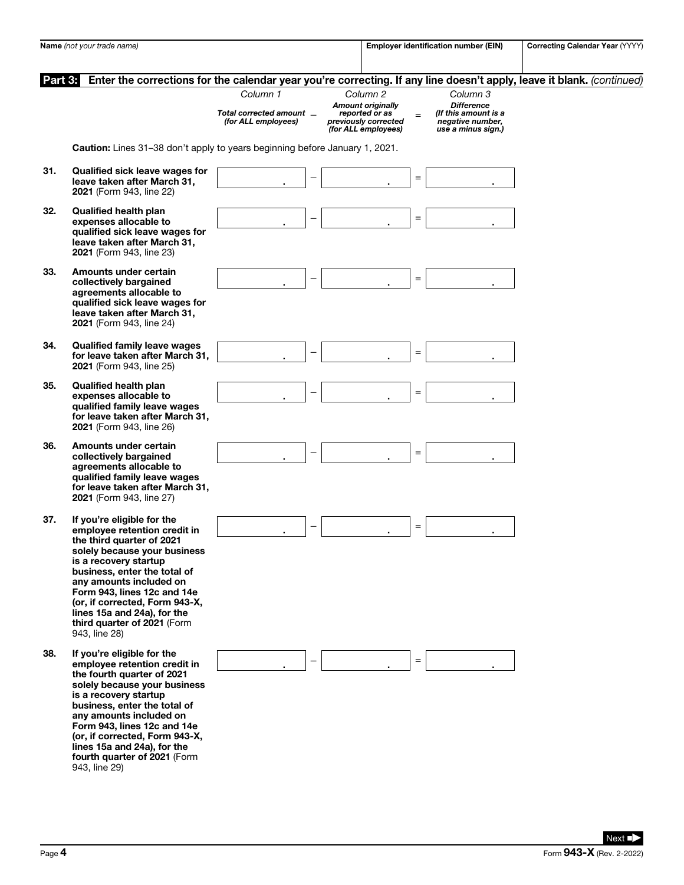| Name *(not your trade name)* | Employer identification number (EIN) | Correcting Calendar Year (YYYY) |
|---|---|---|
| | | |

**Part 3: Enter the corrections for the calendar year you're correcting. If any line doesn't apply, leave it blank.** *(continued)*

**Caution:** Lines 31–38 don't apply to years beginning before January 1, 2021.

| Line | Description | *Column 1* **Total corrected amount (for ALL employees)** | – | *Column 2* **Amount originally reported or as previously corrected (for ALL employees)** | = | *Column 3* **Difference (If this amount is a negative number, use a minus sign.)** |
|---|---|---|---|---|---|---|
| 31. | **Qualified sick leave wages for leave taken after March 31, 2021** (Form 943, line 22) | . | – | . | = | . |
| 32. | **Qualified health plan expenses allocable to qualified sick leave wages for leave taken after March 31, 2021** (Form 943, line 23) | . | – | . | = | . |
| 33. | **Amounts under certain collectively bargained agreements allocable to qualified sick leave wages for leave taken after March 31, 2021** (Form 943, line 24) | . | – | . | = | . |
| 34. | **Qualified family leave wages for leave taken after March 31, 2021** (Form 943, line 25) | . | – | . | = | . |
| 35. | **Qualified health plan expenses allocable to qualified family leave wages for leave taken after March 31, 2021** (Form 943, line 26) | . | – | . | = | . |
| 36. | **Amounts under certain collectively bargained agreements allocable to qualified family leave wages for leave taken after March 31, 2021** (Form 943, line 27) | . | – | . | = | . |
| 37. | **If you're eligible for the employee retention credit in the third quarter of 2021 solely because your business is a recovery startup business, enter the total of any amounts included on Form 943, lines 12c and 14e (or, if corrected, Form 943-X, lines 15a and 24a), for the third quarter of 2021** (Form 943, line 28) | . | – | . | = | . |
| 38. | **If you're eligible for the employee retention credit in the fourth quarter of 2021 solely because your business is a recovery startup business, enter the total of any amounts included on Form 943, lines 12c and 14e (or, if corrected, Form 943-X, lines 15a and 24a), for the fourth quarter of 2021** (Form 943, line 29) | . | – | . | = | . |

Next ➡

Form **943-X** (Rev. 2-2022)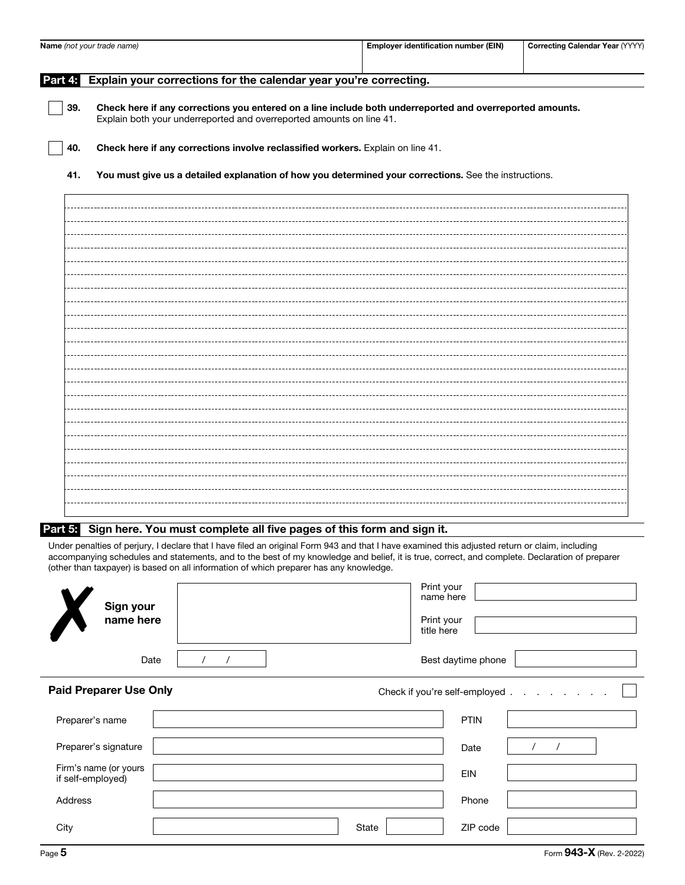| Name *(not your trade name)* | Employer identification number (EIN) | Correcting Calendar Year (YYYY) |
|---|---|---|
| | | |

## Part 4: Explain your corrections for the calendar year you're correcting.

☐ **39. Check here if any corrections you entered on a line include both underreported and overreported amounts.** Explain both your underreported and overreported amounts on line 41.

☐ **40. Check here if any corrections involve reclassified workers.** Explain on line 41.

**41. You must give us a detailed explanation of how you determined your corrections.** See the instructions.

## Part 5: Sign here. You must complete all five pages of this form and sign it.

Under penalties of perjury, I declare that I have filed an original Form 943 and that I have examined this adjusted return or claim, including accompanying schedules and statements, and to the best of my knowledge and belief, it is true, correct, and complete. Declaration of preparer (other than taxpayer) is based on all information of which preparer has any knowledge.

**Sign your name here** ____________________

Print your name here ____________________

Print your title here ____________________

Date ___ / ___ / ___

Best daytime phone ____________________

### Paid Preparer Use Only

Check if you're self-employed . . . . . . . . ☐

| | | | |
|---|---|---|---|
| Preparer's name | | PTIN | |
| Preparer's signature | | Date | / / |
| Firm's name (or yours if self-employed) | | EIN | |
| Address | | Phone | |
| City | State | ZIP code | |

Form **943-X** (Rev. 2-2022)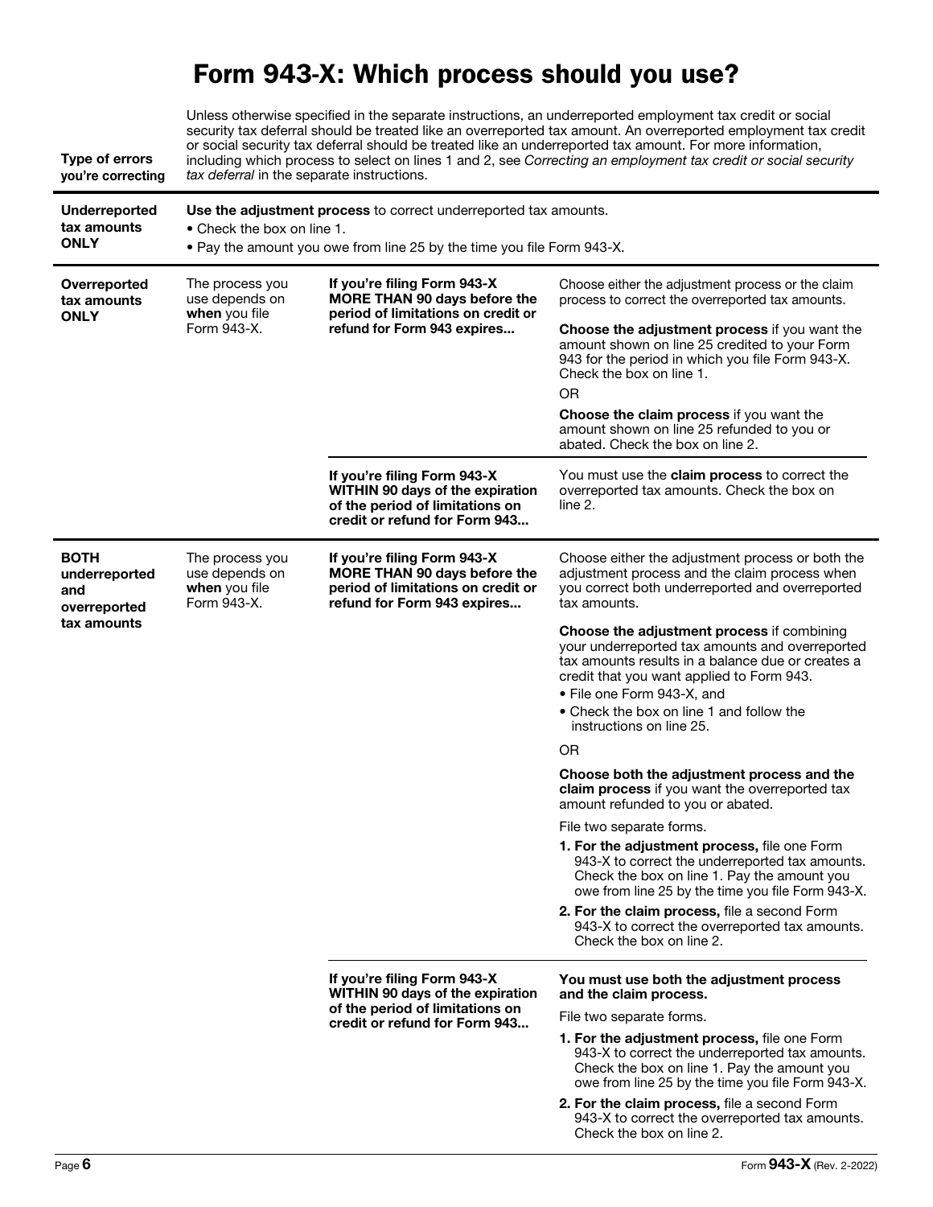# Form 943-X: Which process should you use?

| Type of errors you're correcting | Unless otherwise specified in the separate instructions, an underreported employment tax credit or social security tax deferral should be treated like an overreported tax amount. An overreported employment tax credit or social security tax deferral should be treated like an underreported tax amount. For more information, including which process to select on lines 1 and 2, see *Correcting an employment tax credit or social security tax deferral* in the separate instructions. | | |
|---|---|---|---|
| **Underreported tax amounts ONLY** | **Use the adjustment process** to correct underreported tax amounts.<br>• Check the box on line 1.<br>• Pay the amount you owe from line 25 by the time you file Form 943-X. | | |
| **Overreported tax amounts ONLY** | The process you use depends on **when** you file Form 943-X. | **If you're filing Form 943-X MORE THAN 90 days before the period of limitations on credit or refund for Form 943 expires...** | Choose either the adjustment process or the claim process to correct the overreported tax amounts.<br><br>**Choose the adjustment process** if you want the amount shown on line 25 credited to your Form 943 for the period in which you file Form 943-X. Check the box on line 1.<br><br>OR<br><br>**Choose the claim process** if you want the amount shown on line 25 refunded to you or abated. Check the box on line 2. |
| | | **If you're filing Form 943-X WITHIN 90 days of the expiration of the period of limitations on credit or refund for Form 943...** | You must use the **claim process** to correct the overreported tax amounts. Check the box on line 2. |
| **BOTH underreported and overreported tax amounts** | The process you use depends on **when** you file Form 943-X. | **If you're filing Form 943-X MORE THAN 90 days before the period of limitations on credit or refund for Form 943 expires...** | Choose either the adjustment process or both the adjustment process and the claim process when you correct both underreported and overreported tax amounts.<br><br>**Choose the adjustment process** if combining your underreported tax amounts and overreported tax amounts results in a balance due or creates a credit that you want applied to Form 943.<br>• File one Form 943-X, and<br>• Check the box on line 1 and follow the instructions on line 25.<br><br>OR<br><br>**Choose both the adjustment process and the claim process** if you want the overreported tax amount refunded to you or abated.<br><br>File two separate forms.<br>**1. For the adjustment process,** file one Form 943-X to correct the underreported tax amounts. Check the box on line 1. Pay the amount you owe from line 25 by the time you file Form 943-X.<br>**2. For the claim process,** file a second Form 943-X to correct the overreported tax amounts. Check the box on line 2. |
| | | **If you're filing Form 943-X WITHIN 90 days of the expiration of the period of limitations on credit or refund for Form 943...** | **You must use both the adjustment process and the claim process.**<br><br>File two separate forms.<br>**1. For the adjustment process,** file one Form 943-X to correct the underreported tax amounts. Check the box on line 1. Pay the amount you owe from line 25 by the time you file Form 943-X.<br>**2. For the claim process,** file a second Form 943-X to correct the overreported tax amounts. Check the box on line 2. |